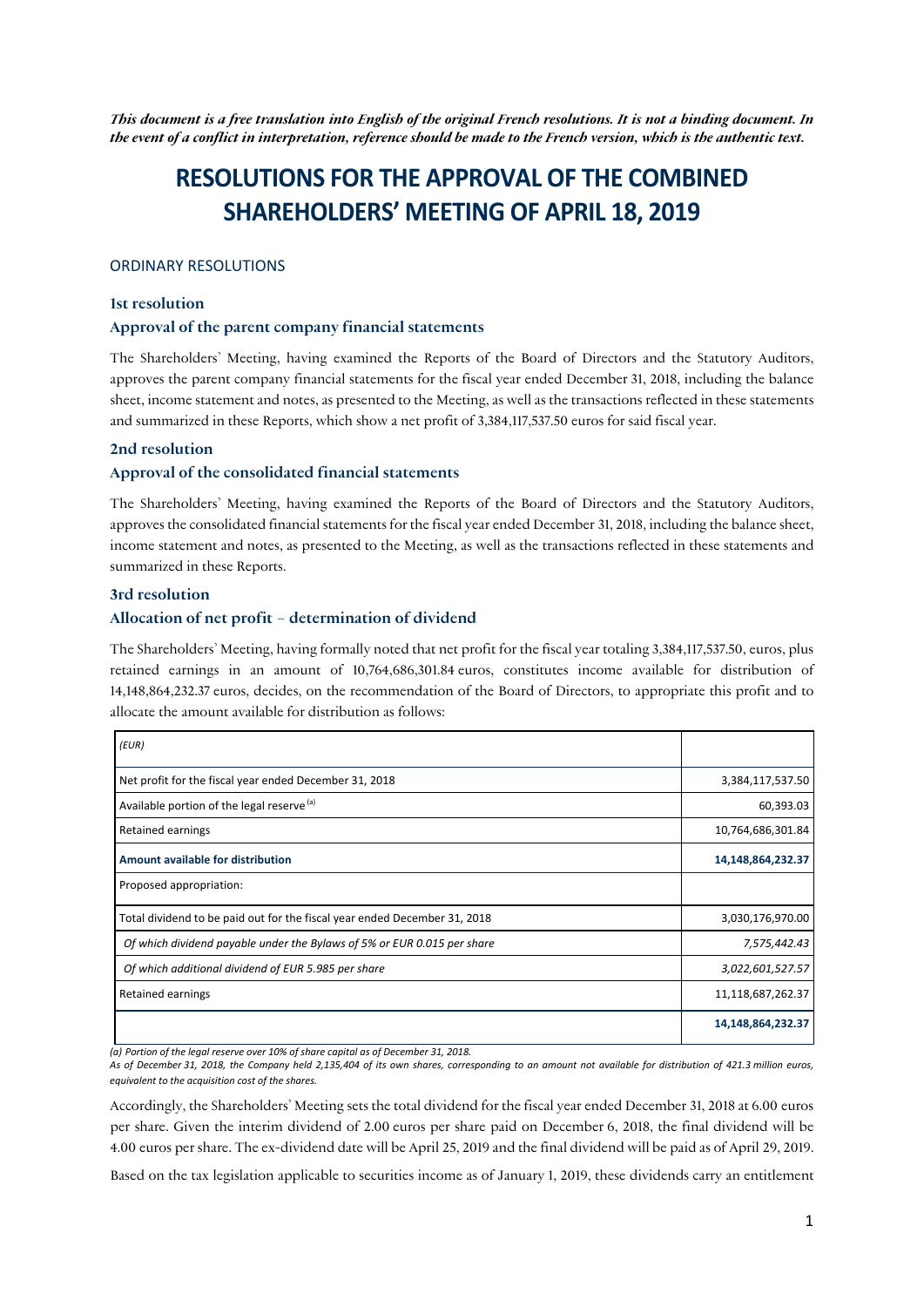*This document is a free translation into English of the original French resolutions. It is not a binding document. In the event of a conflict in interpretation, reference should be made to the French version, which is the authentic text.*

# RESOLUTIONS FOR THE APPROVAL OF THE COMBINED SHAREHOLDERS' MEETING OF APRIL 18, 2019

## ORDINARY RESOLUTIONS

### 1st resolution

### Approval of the parent company financial statements

The Shareholders' Meeting, having examined the Reports of the Board of Directors and the Statutory Auditors, approves the parent company financial statements for the fiscal year ended December 31, 2018, including the balance sheet, income statement and notes, as presented to the Meeting, as well as the transactions reflected in these statements and summarized in these Reports, which show a net profit of 3,384,117,537.50 euros for said fiscal year.

### 2nd resolution

### Approval of the consolidated financial statements

The Shareholders' Meeting, having examined the Reports of the Board of Directors and the Statutory Auditors, approves the consolidated financial statements for the fiscal year ended December 31, 2018, including the balance sheet, income statement and notes, as presented to the Meeting, as well as the transactions reflected in these statements and summarized in these Reports.

### 3rd resolution

### Allocation of net profit – determination of dividend

The Shareholders' Meeting, having formally noted that net profit for the fiscal year totaling 3,384,117,537.50, euros, plus retained earnings in an amount of 10,764,686,301.84 euros, constitutes income available for distribution of 14,148,864,232.37 euros, decides, on the recommendation of the Board of Directors, to appropriate this profit and to allocate the amount available for distribution as follows:

| *(EUR)* | |
|---|---|
| Net profit for the fiscal year ended December 31, 2018 | 3,384,117,537.50 |
| Available portion of the legal reserve [(a)] | 60,393.03 |
| Retained earnings | 10,764,686,301.84 |
| **Amount available for distribution** | **14,148,864,232.37** |
| Proposed appropriation: | |
| Total dividend to be paid out for the fiscal year ended December 31, 2018 | 3,030,176,970.00 |
| *Of which dividend payable under the Bylaws of 5% or EUR 0.015 per share* | *7,575,442.43* |
| *Of which additional dividend of EUR 5.985 per share* | *3,022,601,527.57* |
| Retained earnings | 11,118,687,262.37 |
| | **14,148,864,232.37** |

*(a) Portion of the legal reserve over 10% of share capital as of December 31, 2018.*
*As of December 31, 2018, the Company held 2,135,404 of its own shares, corresponding to an amount not available for distribution of 421.3 million euros, equivalent to the acquisition cost of the shares.*

Accordingly, the Shareholders' Meeting sets the total dividend for the fiscal year ended December 31, 2018 at 6.00 euros per share. Given the interim dividend of 2.00 euros per share paid on December 6, 2018, the final dividend will be 4.00 euros per share. The ex-dividend date will be April 25, 2019 and the final dividend will be paid as of April 29, 2019.

Based on the tax legislation applicable to securities income as of January 1, 2019, these dividends carry an entitlement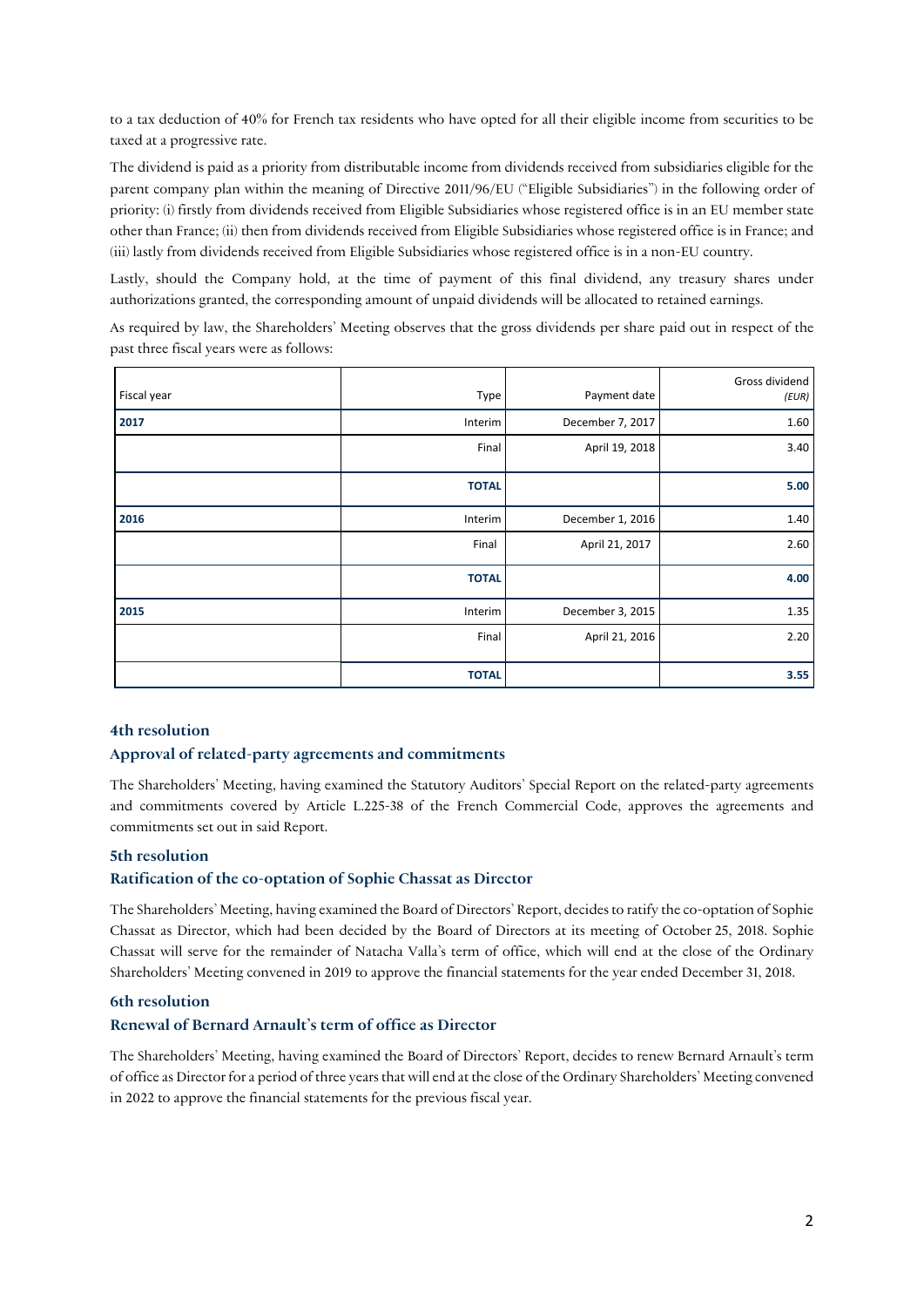to a tax deduction of 40% for French tax residents who have opted for all their eligible income from securities to be taxed at a progressive rate.

The dividend is paid as a priority from distributable income from dividends received from subsidiaries eligible for the parent company plan within the meaning of Directive 2011/96/EU ("Eligible Subsidiaries") in the following order of priority: (i) firstly from dividends received from Eligible Subsidiaries whose registered office is in an EU member state other than France; (ii) then from dividends received from Eligible Subsidiaries whose registered office is in France; and (iii) lastly from dividends received from Eligible Subsidiaries whose registered office is in a non-EU country.

Lastly, should the Company hold, at the time of payment of this final dividend, any treasury shares under authorizations granted, the corresponding amount of unpaid dividends will be allocated to retained earnings.

As required by law, the Shareholders' Meeting observes that the gross dividends per share paid out in respect of the past three fiscal years were as follows:

| Fiscal year | Type | Payment date | Gross dividend *(EUR)* |
|---|---|---|---|
| **2017** | Interim | December 7, 2017 | 1.60 |
| | Final | April 19, 2018 | 3.40 |
| | **TOTAL** | | **5.00** |
| **2016** | Interim | December 1, 2016 | 1.40 |
| | Final | April 21, 2017 | 2.60 |
| | **TOTAL** | | **4.00** |
| **2015** | Interim | December 3, 2015 | 1.35 |
| | Final | April 21, 2016 | 2.20 |
| | **TOTAL** | | **3.55** |

### 4th resolution

### Approval of related-party agreements and commitments

The Shareholders' Meeting, having examined the Statutory Auditors' Special Report on the related-party agreements and commitments covered by Article L.225-38 of the French Commercial Code, approves the agreements and commitments set out in said Report.

### 5th resolution

### Ratification of the co-optation of Sophie Chassat as Director

The Shareholders' Meeting, having examined the Board of Directors' Report, decides to ratify the co-optation of Sophie Chassat as Director, which had been decided by the Board of Directors at its meeting of October 25, 2018. Sophie Chassat will serve for the remainder of Natacha Valla's term of office, which will end at the close of the Ordinary Shareholders' Meeting convened in 2019 to approve the financial statements for the year ended December 31, 2018.

### 6th resolution

### Renewal of Bernard Arnault's term of office as Director

The Shareholders' Meeting, having examined the Board of Directors' Report, decides to renew Bernard Arnault's term of office as Director for a period of three years that will end at the close of the Ordinary Shareholders' Meeting convened in 2022 to approve the financial statements for the previous fiscal year.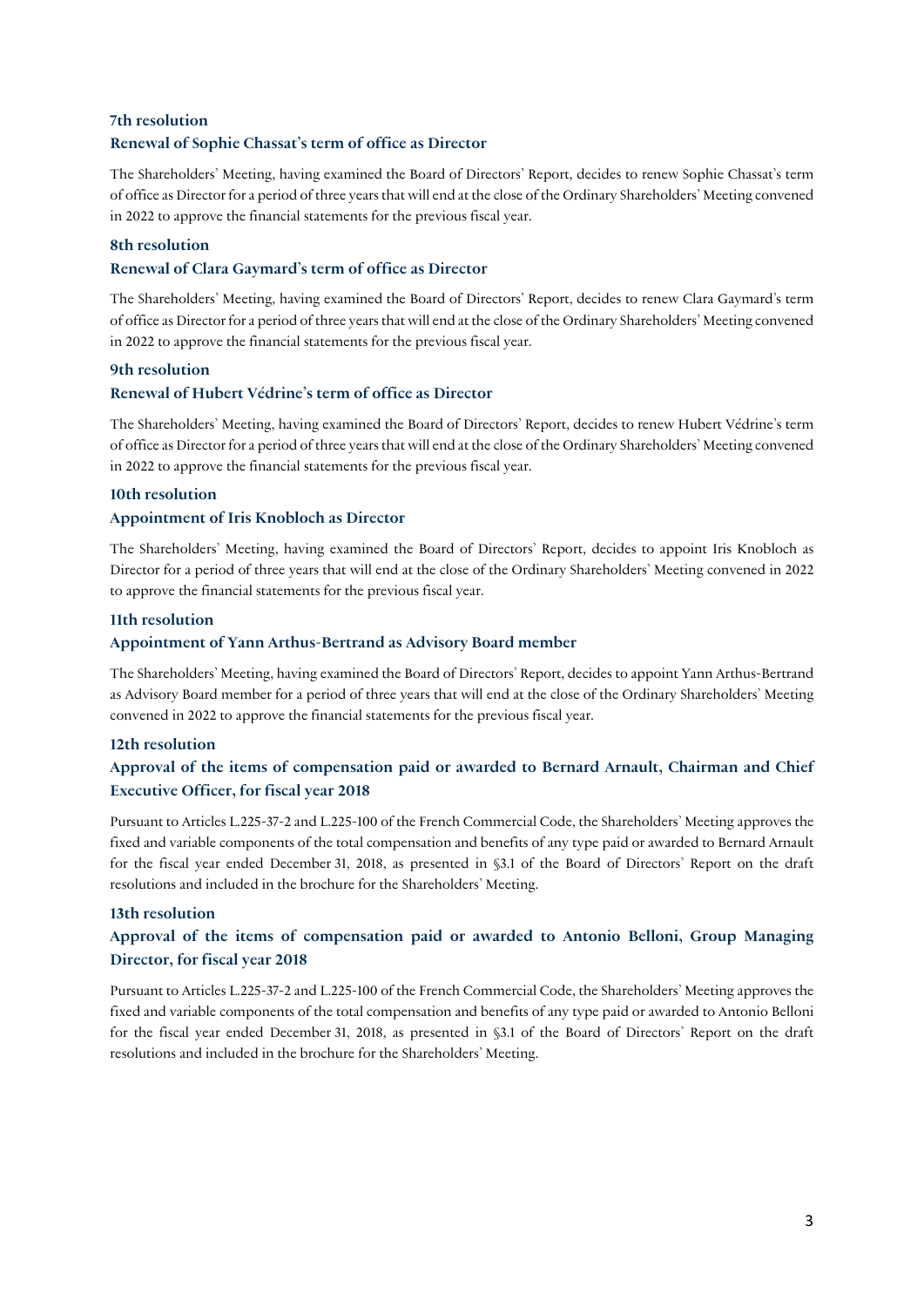### 7th resolution

### Renewal of Sophie Chassat's term of office as Director

The Shareholders' Meeting, having examined the Board of Directors' Report, decides to renew Sophie Chassat's term of office as Director for a period of three years that will end at the close of the Ordinary Shareholders' Meeting convened in 2022 to approve the financial statements for the previous fiscal year.

### 8th resolution

### Renewal of Clara Gaymard's term of office as Director

The Shareholders' Meeting, having examined the Board of Directors' Report, decides to renew Clara Gaymard's term of office as Director for a period of three years that will end at the close of the Ordinary Shareholders' Meeting convened in 2022 to approve the financial statements for the previous fiscal year.

### 9th resolution

### Renewal of Hubert Védrine's term of office as Director

The Shareholders' Meeting, having examined the Board of Directors' Report, decides to renew Hubert Védrine's term of office as Director for a period of three years that will end at the close of the Ordinary Shareholders' Meeting convened in 2022 to approve the financial statements for the previous fiscal year.

### 10th resolution

### Appointment of Iris Knobloch as Director

The Shareholders' Meeting, having examined the Board of Directors' Report, decides to appoint Iris Knobloch as Director for a period of three years that will end at the close of the Ordinary Shareholders' Meeting convened in 2022 to approve the financial statements for the previous fiscal year.

### 11th resolution

### Appointment of Yann Arthus-Bertrand as Advisory Board member

The Shareholders' Meeting, having examined the Board of Directors' Report, decides to appoint Yann Arthus-Bertrand as Advisory Board member for a period of three years that will end at the close of the Ordinary Shareholders' Meeting convened in 2022 to approve the financial statements for the previous fiscal year.

### 12th resolution

### Approval of the items of compensation paid or awarded to Bernard Arnault, Chairman and Chief Executive Officer, for fiscal year 2018

Pursuant to Articles L.225-37-2 and L.225-100 of the French Commercial Code, the Shareholders' Meeting approves the fixed and variable components of the total compensation and benefits of any type paid or awarded to Bernard Arnault for the fiscal year ended December 31, 2018, as presented in §3.1 of the Board of Directors' Report on the draft resolutions and included in the brochure for the Shareholders' Meeting.

### 13th resolution

### Approval of the items of compensation paid or awarded to Antonio Belloni, Group Managing Director, for fiscal year 2018

Pursuant to Articles L.225-37-2 and L.225-100 of the French Commercial Code, the Shareholders' Meeting approves the fixed and variable components of the total compensation and benefits of any type paid or awarded to Antonio Belloni for the fiscal year ended December 31, 2018, as presented in §3.1 of the Board of Directors' Report on the draft resolutions and included in the brochure for the Shareholders' Meeting.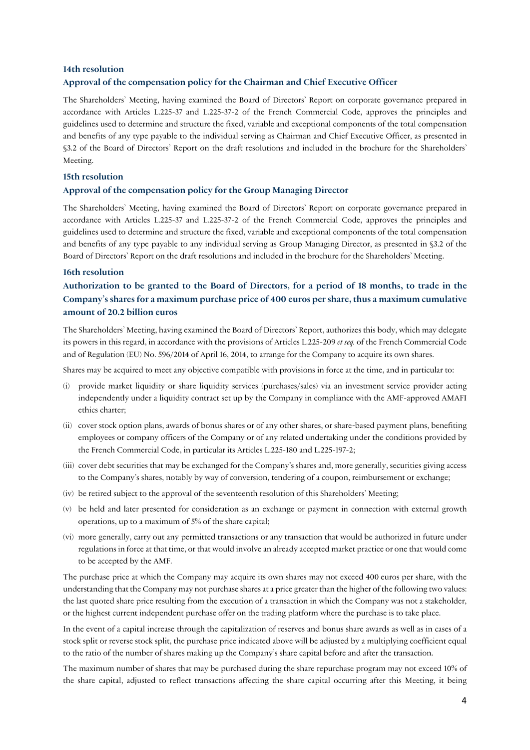### 14th resolution

### Approval of the compensation policy for the Chairman and Chief Executive Officer

The Shareholders' Meeting, having examined the Board of Directors' Report on corporate governance prepared in accordance with Articles L.225-37 and L.225-37-2 of the French Commercial Code, approves the principles and guidelines used to determine and structure the fixed, variable and exceptional components of the total compensation and benefits of any type payable to the individual serving as Chairman and Chief Executive Officer, as presented in §3.2 of the Board of Directors' Report on the draft resolutions and included in the brochure for the Shareholders' Meeting.

### 15th resolution

### Approval of the compensation policy for the Group Managing Director

The Shareholders' Meeting, having examined the Board of Directors' Report on corporate governance prepared in accordance with Articles L.225-37 and L.225-37-2 of the French Commercial Code, approves the principles and guidelines used to determine and structure the fixed, variable and exceptional components of the total compensation and benefits of any type payable to any individual serving as Group Managing Director, as presented in §3.2 of the Board of Directors' Report on the draft resolutions and included in the brochure for the Shareholders' Meeting.

### 16th resolution

### Authorization to be granted to the Board of Directors, for a period of 18 months, to trade in the Company's shares for a maximum purchase price of 400 euros per share, thus a maximum cumulative amount of 20.2 billion euros

The Shareholders' Meeting, having examined the Board of Directors' Report, authorizes this body, which may delegate its powers in this regard, in accordance with the provisions of Articles L.225-209 *et seq.* of the French Commercial Code and of Regulation (EU) No. 596/2014 of April 16, 2014, to arrange for the Company to acquire its own shares.

Shares may be acquired to meet any objective compatible with provisions in force at the time, and in particular to:

(i) provide market liquidity or share liquidity services (purchases/sales) via an investment service provider acting independently under a liquidity contract set up by the Company in compliance with the AMF-approved AMAFI ethics charter;

(ii) cover stock option plans, awards of bonus shares or of any other shares, or share-based payment plans, benefiting employees or company officers of the Company or of any related undertaking under the conditions provided by the French Commercial Code, in particular its Articles L.225-180 and L.225-197-2;

(iii) cover debt securities that may be exchanged for the Company's shares and, more generally, securities giving access to the Company's shares, notably by way of conversion, tendering of a coupon, reimbursement or exchange;

(iv) be retired subject to the approval of the seventeenth resolution of this Shareholders' Meeting;

(v) be held and later presented for consideration as an exchange or payment in connection with external growth operations, up to a maximum of 5% of the share capital;

(vi) more generally, carry out any permitted transactions or any transaction that would be authorized in future under regulations in force at that time, or that would involve an already accepted market practice or one that would come to be accepted by the AMF.

The purchase price at which the Company may acquire its own shares may not exceed 400 euros per share, with the understanding that the Company may not purchase shares at a price greater than the higher of the following two values: the last quoted share price resulting from the execution of a transaction in which the Company was not a stakeholder, or the highest current independent purchase offer on the trading platform where the purchase is to take place.

In the event of a capital increase through the capitalization of reserves and bonus share awards as well as in cases of a stock split or reverse stock split, the purchase price indicated above will be adjusted by a multiplying coefficient equal to the ratio of the number of shares making up the Company's share capital before and after the transaction.

The maximum number of shares that may be purchased during the share repurchase program may not exceed 10% of the share capital, adjusted to reflect transactions affecting the share capital occurring after this Meeting, it being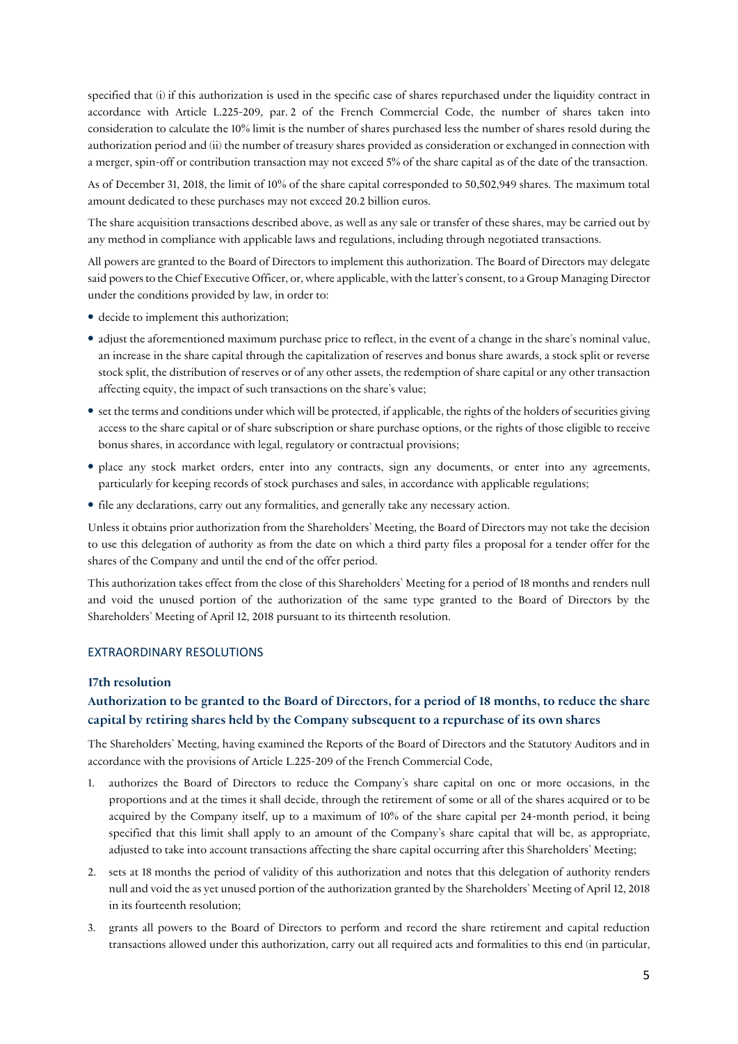specified that (i) if this authorization is used in the specific case of shares repurchased under the liquidity contract in accordance with Article L.225-209, par. 2 of the French Commercial Code, the number of shares taken into consideration to calculate the 10% limit is the number of shares purchased less the number of shares resold during the authorization period and (ii) the number of treasury shares provided as consideration or exchanged in connection with a merger, spin-off or contribution transaction may not exceed 5% of the share capital as of the date of the transaction.

As of December 31, 2018, the limit of 10% of the share capital corresponded to 50,502,949 shares. The maximum total amount dedicated to these purchases may not exceed 20.2 billion euros.

The share acquisition transactions described above, as well as any sale or transfer of these shares, may be carried out by any method in compliance with applicable laws and regulations, including through negotiated transactions.

All powers are granted to the Board of Directors to implement this authorization. The Board of Directors may delegate said powers to the Chief Executive Officer, or, where applicable, with the latter's consent, to a Group Managing Director under the conditions provided by law, in order to:

- decide to implement this authorization;
- adjust the aforementioned maximum purchase price to reflect, in the event of a change in the share's nominal value, an increase in the share capital through the capitalization of reserves and bonus share awards, a stock split or reverse stock split, the distribution of reserves or of any other assets, the redemption of share capital or any other transaction affecting equity, the impact of such transactions on the share's value;
- set the terms and conditions under which will be protected, if applicable, the rights of the holders of securities giving access to the share capital or of share subscription or share purchase options, or the rights of those eligible to receive bonus shares, in accordance with legal, regulatory or contractual provisions;
- place any stock market orders, enter into any contracts, sign any documents, or enter into any agreements, particularly for keeping records of stock purchases and sales, in accordance with applicable regulations;
- file any declarations, carry out any formalities, and generally take any necessary action.

Unless it obtains prior authorization from the Shareholders' Meeting, the Board of Directors may not take the decision to use this delegation of authority as from the date on which a third party files a proposal for a tender offer for the shares of the Company and until the end of the offer period.

This authorization takes effect from the close of this Shareholders' Meeting for a period of 18 months and renders null and void the unused portion of the authorization of the same type granted to the Board of Directors by the Shareholders' Meeting of April 12, 2018 pursuant to its thirteenth resolution.

## EXTRAORDINARY RESOLUTIONS

### 17th resolution

### Authorization to be granted to the Board of Directors, for a period of 18 months, to reduce the share capital by retiring shares held by the Company subsequent to a repurchase of its own shares

The Shareholders' Meeting, having examined the Reports of the Board of Directors and the Statutory Auditors and in accordance with the provisions of Article L.225-209 of the French Commercial Code,

1. authorizes the Board of Directors to reduce the Company's share capital on one or more occasions, in the proportions and at the times it shall decide, through the retirement of some or all of the shares acquired or to be acquired by the Company itself, up to a maximum of 10% of the share capital per 24-month period, it being specified that this limit shall apply to an amount of the Company's share capital that will be, as appropriate, adjusted to take into account transactions affecting the share capital occurring after this Shareholders' Meeting;
2. sets at 18 months the period of validity of this authorization and notes that this delegation of authority renders null and void the as yet unused portion of the authorization granted by the Shareholders' Meeting of April 12, 2018 in its fourteenth resolution;
3. grants all powers to the Board of Directors to perform and record the share retirement and capital reduction transactions allowed under this authorization, carry out all required acts and formalities to this end (in particular,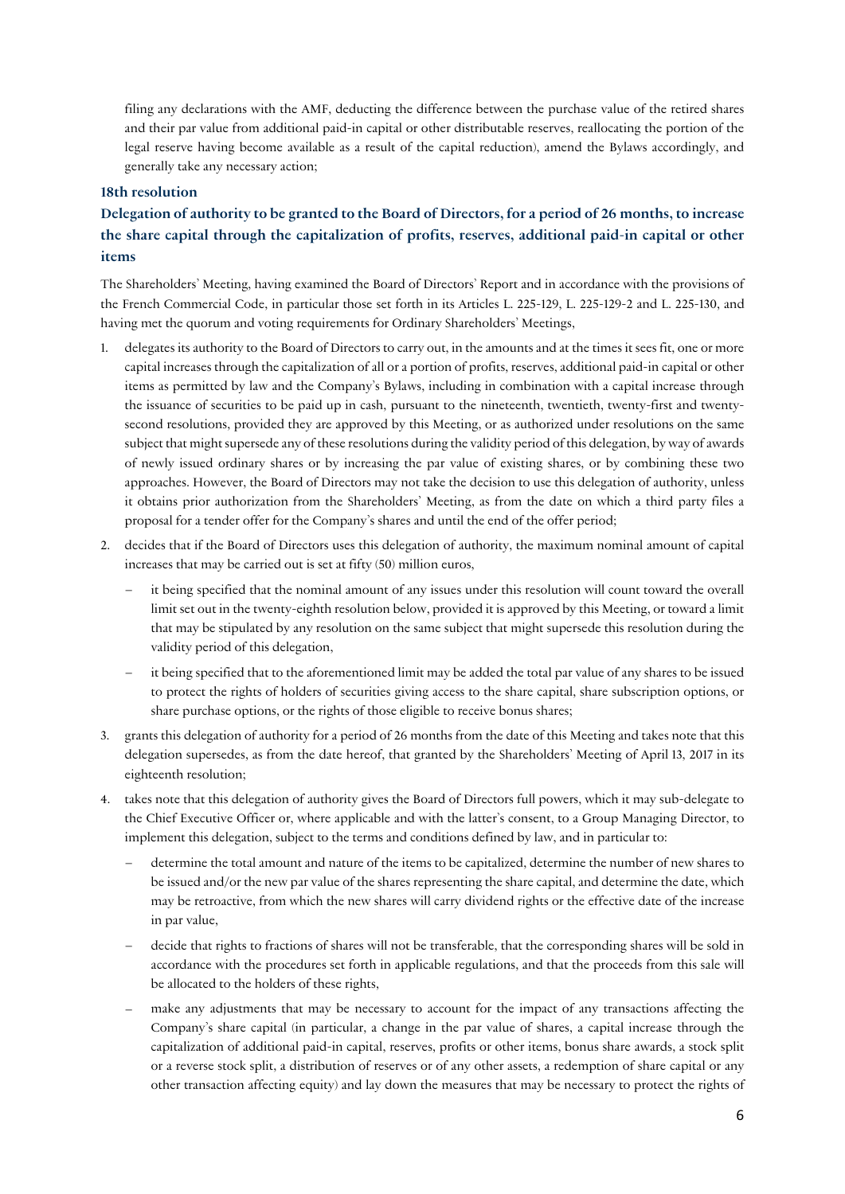filing any declarations with the AMF, deducting the difference between the purchase value of the retired shares and their par value from additional paid-in capital or other distributable reserves, reallocating the portion of the legal reserve having become available as a result of the capital reduction), amend the Bylaws accordingly, and generally take any necessary action;

#### 18th resolution

### Delegation of authority to be granted to the Board of Directors, for a period of 26 months, to increase the share capital through the capitalization of profits, reserves, additional paid-in capital or other items

The Shareholders' Meeting, having examined the Board of Directors' Report and in accordance with the provisions of the French Commercial Code, in particular those set forth in its Articles L. 225-129, L. 225-129-2 and L. 225-130, and having met the quorum and voting requirements for Ordinary Shareholders' Meetings,

1. delegates its authority to the Board of Directors to carry out, in the amounts and at the times it sees fit, one or more capital increases through the capitalization of all or a portion of profits, reserves, additional paid-in capital or other items as permitted by law and the Company's Bylaws, including in combination with a capital increase through the issuance of securities to be paid up in cash, pursuant to the nineteenth, twentieth, twenty-first and twenty-second resolutions, provided they are approved by this Meeting, or as authorized under resolutions on the same subject that might supersede any of these resolutions during the validity period of this delegation, by way of awards of newly issued ordinary shares or by increasing the par value of existing shares, or by combining these two approaches. However, the Board of Directors may not take the decision to use this delegation of authority, unless it obtains prior authorization from the Shareholders' Meeting, as from the date on which a third party files a proposal for a tender offer for the Company's shares and until the end of the offer period;
2. decides that if the Board of Directors uses this delegation of authority, the maximum nominal amount of capital increases that may be carried out is set at fifty (50) million euros,
   - it being specified that the nominal amount of any issues under this resolution will count toward the overall limit set out in the twenty-eighth resolution below, provided it is approved by this Meeting, or toward a limit that may be stipulated by any resolution on the same subject that might supersede this resolution during the validity period of this delegation,
   - it being specified that to the aforementioned limit may be added the total par value of any shares to be issued to protect the rights of holders of securities giving access to the share capital, share subscription options, or share purchase options, or the rights of those eligible to receive bonus shares;
3. grants this delegation of authority for a period of 26 months from the date of this Meeting and takes note that this delegation supersedes, as from the date hereof, that granted by the Shareholders' Meeting of April 13, 2017 in its eighteenth resolution;
4. takes note that this delegation of authority gives the Board of Directors full powers, which it may sub-delegate to the Chief Executive Officer or, where applicable and with the latter's consent, to a Group Managing Director, to implement this delegation, subject to the terms and conditions defined by law, and in particular to:
   - determine the total amount and nature of the items to be capitalized, determine the number of new shares to be issued and/or the new par value of the shares representing the share capital, and determine the date, which may be retroactive, from which the new shares will carry dividend rights or the effective date of the increase in par value,
   - decide that rights to fractions of shares will not be transferable, that the corresponding shares will be sold in accordance with the procedures set forth in applicable regulations, and that the proceeds from this sale will be allocated to the holders of these rights,
   - make any adjustments that may be necessary to account for the impact of any transactions affecting the Company's share capital (in particular, a change in the par value of shares, a capital increase through the capitalization of additional paid-in capital, reserves, profits or other items, bonus share awards, a stock split or a reverse stock split, a distribution of reserves or of any other assets, a redemption of share capital or any other transaction affecting equity) and lay down the measures that may be necessary to protect the rights of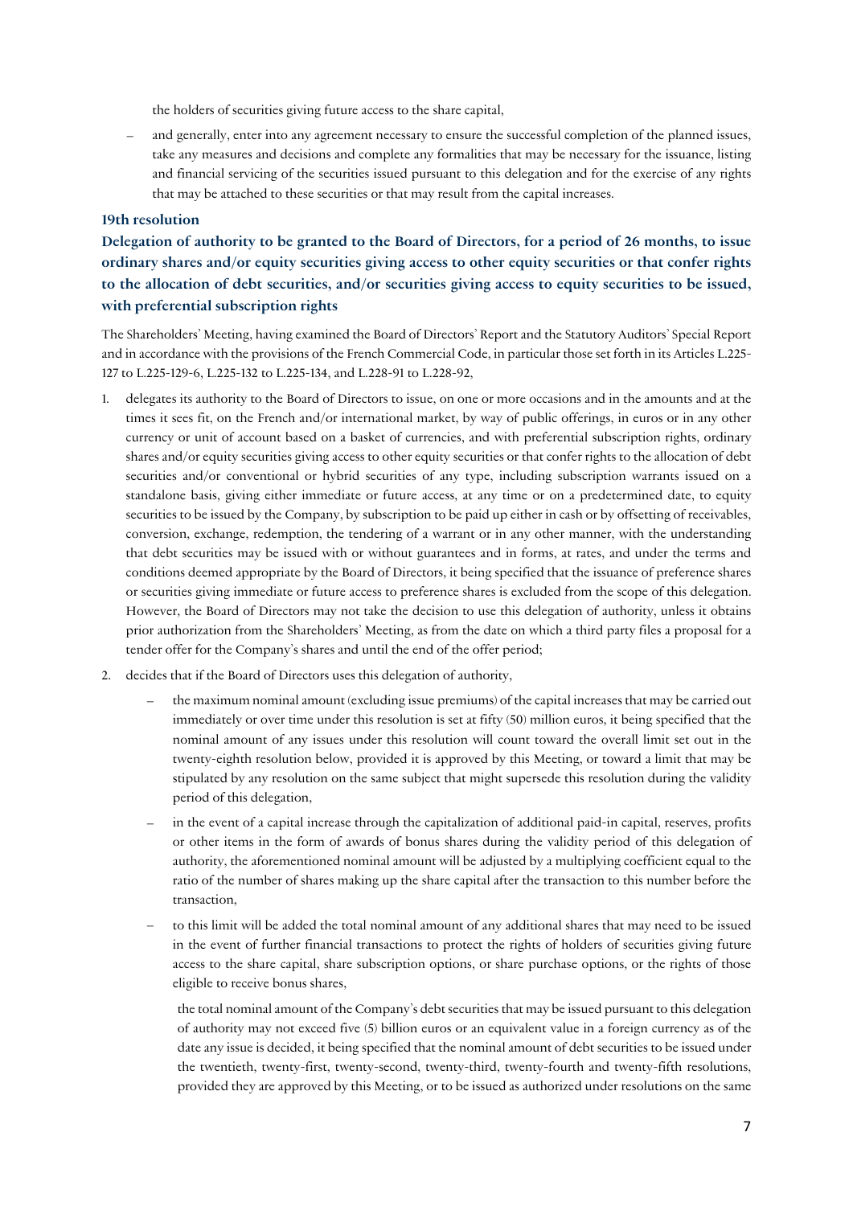the holders of securities giving future access to the share capital,

- and generally, enter into any agreement necessary to ensure the successful completion of the planned issues, take any measures and decisions and complete any formalities that may be necessary for the issuance, listing and financial servicing of the securities issued pursuant to this delegation and for the exercise of any rights that may be attached to these securities or that may result from the capital increases.

### 19th resolution

## Delegation of authority to be granted to the Board of Directors, for a period of 26 months, to issue ordinary shares and/or equity securities giving access to other equity securities or that confer rights to the allocation of debt securities, and/or securities giving access to equity securities to be issued, with preferential subscription rights

The Shareholders' Meeting, having examined the Board of Directors' Report and the Statutory Auditors' Special Report and in accordance with the provisions of the French Commercial Code, in particular those set forth in its Articles L.225-127 to L.225-129-6, L.225-132 to L.225-134, and L.228-91 to L.228-92,

1. delegates its authority to the Board of Directors to issue, on one or more occasions and in the amounts and at the times it sees fit, on the French and/or international market, by way of public offerings, in euros or in any other currency or unit of account based on a basket of currencies, and with preferential subscription rights, ordinary shares and/or equity securities giving access to other equity securities or that confer rights to the allocation of debt securities and/or conventional or hybrid securities of any type, including subscription warrants issued on a standalone basis, giving either immediate or future access, at any time or on a predetermined date, to equity securities to be issued by the Company, by subscription to be paid up either in cash or by offsetting of receivables, conversion, exchange, redemption, the tendering of a warrant or in any other manner, with the understanding that debt securities may be issued with or without guarantees and in forms, at rates, and under the terms and conditions deemed appropriate by the Board of Directors, it being specified that the issuance of preference shares or securities giving immediate or future access to preference shares is excluded from the scope of this delegation. However, the Board of Directors may not take the decision to use this delegation of authority, unless it obtains prior authorization from the Shareholders' Meeting, as from the date on which a third party files a proposal for a tender offer for the Company's shares and until the end of the offer period;
2. decides that if the Board of Directors uses this delegation of authority,
   - the maximum nominal amount (excluding issue premiums) of the capital increases that may be carried out immediately or over time under this resolution is set at fifty (50) million euros, it being specified that the nominal amount of any issues under this resolution will count toward the overall limit set out in the twenty-eighth resolution below, provided it is approved by this Meeting, or toward a limit that may be stipulated by any resolution on the same subject that might supersede this resolution during the validity period of this delegation,
   - in the event of a capital increase through the capitalization of additional paid-in capital, reserves, profits or other items in the form of awards of bonus shares during the validity period of this delegation of authority, the aforementioned nominal amount will be adjusted by a multiplying coefficient equal to the ratio of the number of shares making up the share capital after the transaction to this number before the transaction,
   - to this limit will be added the total nominal amount of any additional shares that may need to be issued in the event of further financial transactions to protect the rights of holders of securities giving future access to the share capital, share subscription options, or share purchase options, or the rights of those eligible to receive bonus shares,

   the total nominal amount of the Company's debt securities that may be issued pursuant to this delegation of authority may not exceed five (5) billion euros or an equivalent value in a foreign currency as of the date any issue is decided, it being specified that the nominal amount of debt securities to be issued under the twentieth, twenty-first, twenty-second, twenty-third, twenty-fourth and twenty-fifth resolutions, provided they are approved by this Meeting, or to be issued as authorized under resolutions on the same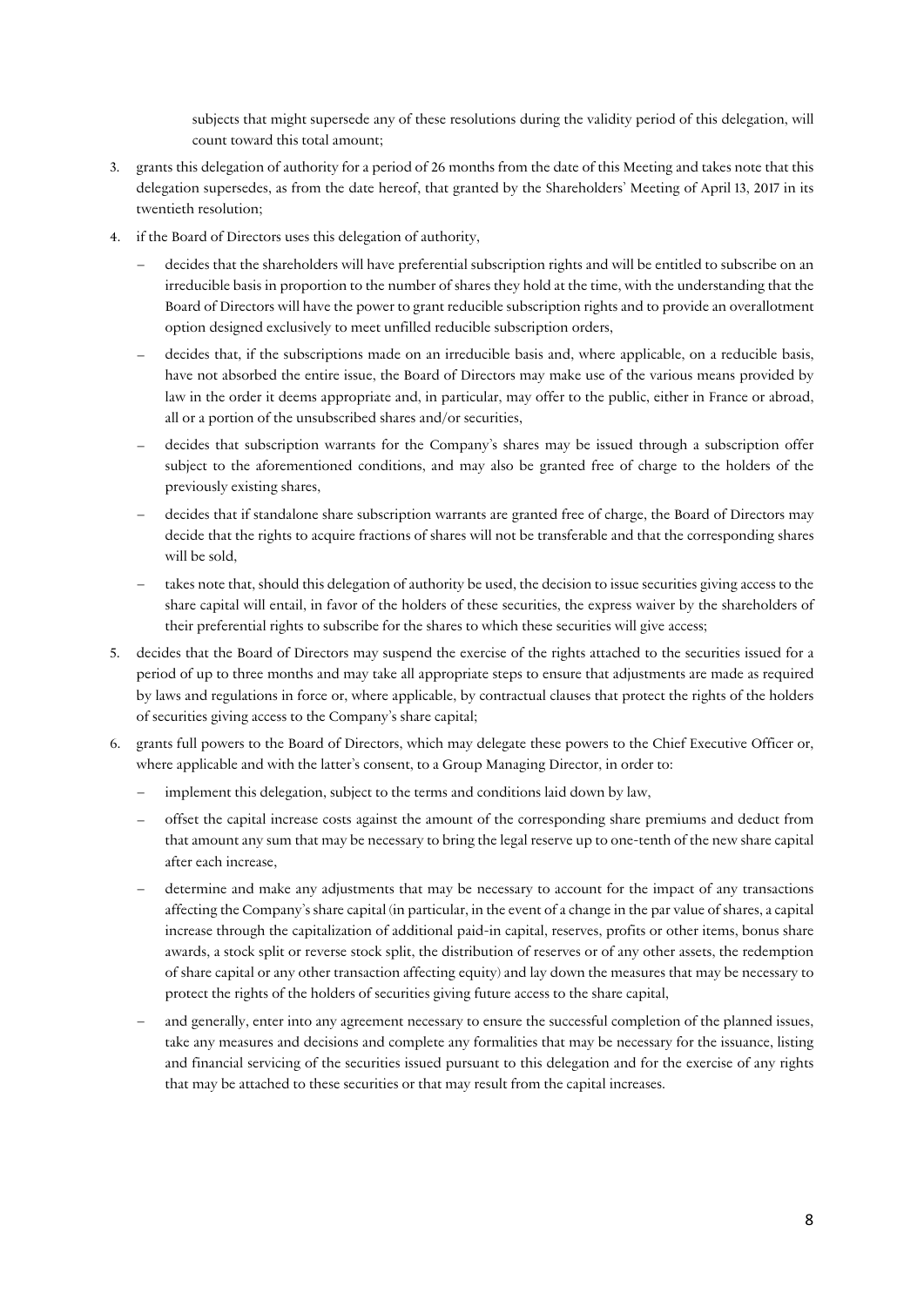subjects that might supersede any of these resolutions during the validity period of this delegation, will count toward this total amount;

3. grants this delegation of authority for a period of 26 months from the date of this Meeting and takes note that this delegation supersedes, as from the date hereof, that granted by the Shareholders' Meeting of April 13, 2017 in its twentieth resolution;

4. if the Board of Directors uses this delegation of authority,

   - decides that the shareholders will have preferential subscription rights and will be entitled to subscribe on an irreducible basis in proportion to the number of shares they hold at the time, with the understanding that the Board of Directors will have the power to grant reducible subscription rights and to provide an overallotment option designed exclusively to meet unfilled reducible subscription orders,
   - decides that, if the subscriptions made on an irreducible basis and, where applicable, on a reducible basis, have not absorbed the entire issue, the Board of Directors may make use of the various means provided by law in the order it deems appropriate and, in particular, may offer to the public, either in France or abroad, all or a portion of the unsubscribed shares and/or securities,
   - decides that subscription warrants for the Company's shares may be issued through a subscription offer subject to the aforementioned conditions, and may also be granted free of charge to the holders of the previously existing shares,
   - decides that if standalone share subscription warrants are granted free of charge, the Board of Directors may decide that the rights to acquire fractions of shares will not be transferable and that the corresponding shares will be sold,
   - takes note that, should this delegation of authority be used, the decision to issue securities giving access to the share capital will entail, in favor of the holders of these securities, the express waiver by the shareholders of their preferential rights to subscribe for the shares to which these securities will give access;

5. decides that the Board of Directors may suspend the exercise of the rights attached to the securities issued for a period of up to three months and may take all appropriate steps to ensure that adjustments are made as required by laws and regulations in force or, where applicable, by contractual clauses that protect the rights of the holders of securities giving access to the Company's share capital;

6. grants full powers to the Board of Directors, which may delegate these powers to the Chief Executive Officer or, where applicable and with the latter's consent, to a Group Managing Director, in order to:

   - implement this delegation, subject to the terms and conditions laid down by law,
   - offset the capital increase costs against the amount of the corresponding share premiums and deduct from that amount any sum that may be necessary to bring the legal reserve up to one-tenth of the new share capital after each increase,
   - determine and make any adjustments that may be necessary to account for the impact of any transactions affecting the Company's share capital (in particular, in the event of a change in the par value of shares, a capital increase through the capitalization of additional paid-in capital, reserves, profits or other items, bonus share awards, a stock split or reverse stock split, the distribution of reserves or of any other assets, the redemption of share capital or any other transaction affecting equity) and lay down the measures that may be necessary to protect the rights of the holders of securities giving future access to the share capital,
   - and generally, enter into any agreement necessary to ensure the successful completion of the planned issues, take any measures and decisions and complete any formalities that may be necessary for the issuance, listing and financial servicing of the securities issued pursuant to this delegation and for the exercise of any rights that may be attached to these securities or that may result from the capital increases.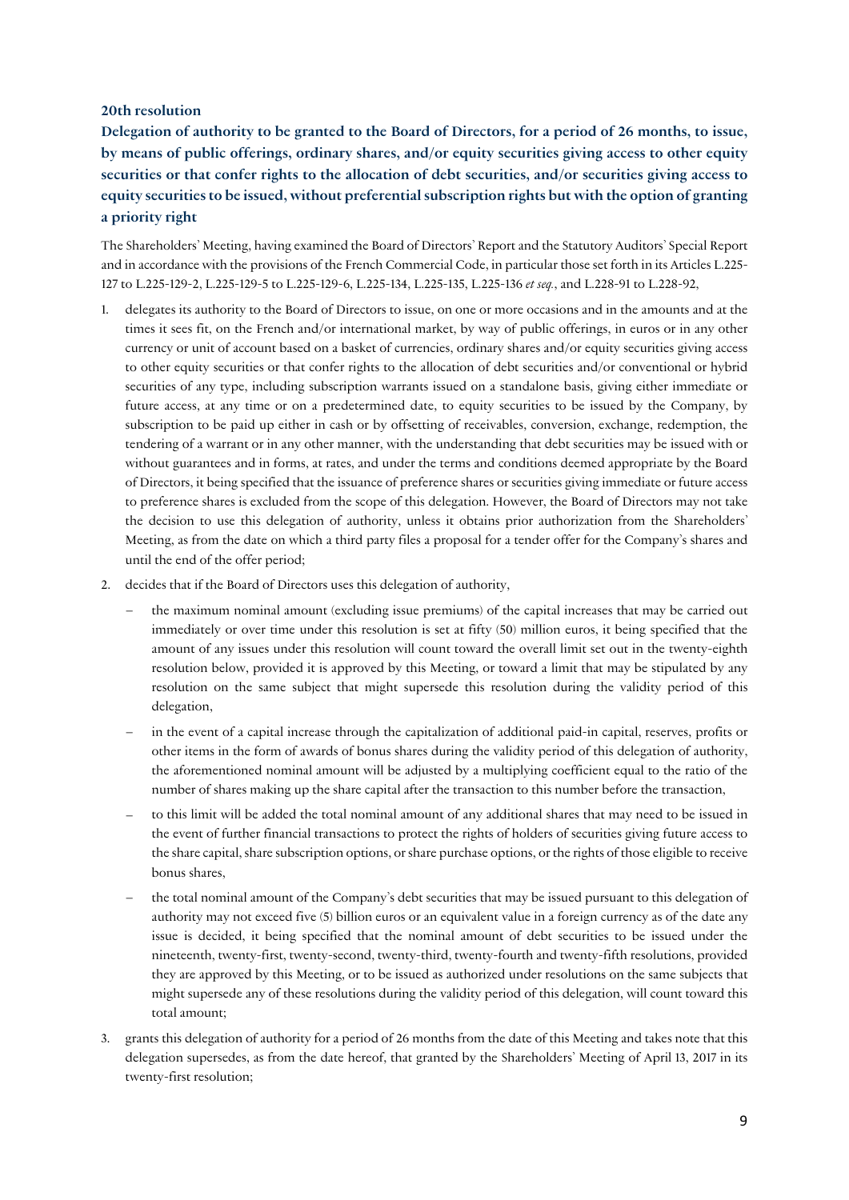**20th resolution**

**Delegation of authority to be granted to the Board of Directors, for a period of 26 months, to issue, by means of public offerings, ordinary shares, and/or equity securities giving access to other equity securities or that confer rights to the allocation of debt securities, and/or securities giving access to equity securities to be issued, without preferential subscription rights but with the option of granting a priority right**

The Shareholders' Meeting, having examined the Board of Directors' Report and the Statutory Auditors' Special Report and in accordance with the provisions of the French Commercial Code, in particular those set forth in its Articles L.225-127 to L.225-129-2, L.225-129-5 to L.225-129-6, L.225-134, L.225-135, L.225-136 *et seq.*, and L.228-91 to L.228-92,

1. delegates its authority to the Board of Directors to issue, on one or more occasions and in the amounts and at the times it sees fit, on the French and/or international market, by way of public offerings, in euros or in any other currency or unit of account based on a basket of currencies, ordinary shares and/or equity securities giving access to other equity securities or that confer rights to the allocation of debt securities and/or conventional or hybrid securities of any type, including subscription warrants issued on a standalone basis, giving either immediate or future access, at any time or on a predetermined date, to equity securities to be issued by the Company, by subscription to be paid up either in cash or by offsetting of receivables, conversion, exchange, redemption, the tendering of a warrant or in any other manner, with the understanding that debt securities may be issued with or without guarantees and in forms, at rates, and under the terms and conditions deemed appropriate by the Board of Directors, it being specified that the issuance of preference shares or securities giving immediate or future access to preference shares is excluded from the scope of this delegation. However, the Board of Directors may not take the decision to use this delegation of authority, unless it obtains prior authorization from the Shareholders' Meeting, as from the date on which a third party files a proposal for a tender offer for the Company's shares and until the end of the offer period;

2. decides that if the Board of Directors uses this delegation of authority,
   - the maximum nominal amount (excluding issue premiums) of the capital increases that may be carried out immediately or over time under this resolution is set at fifty (50) million euros, it being specified that the amount of any issues under this resolution will count toward the overall limit set out in the twenty-eighth resolution below, provided it is approved by this Meeting, or toward a limit that may be stipulated by any resolution on the same subject that might supersede this resolution during the validity period of this delegation,
   - in the event of a capital increase through the capitalization of additional paid-in capital, reserves, profits or other items in the form of awards of bonus shares during the validity period of this delegation of authority, the aforementioned nominal amount will be adjusted by a multiplying coefficient equal to the ratio of the number of shares making up the share capital after the transaction to this number before the transaction,
   - to this limit will be added the total nominal amount of any additional shares that may need to be issued in the event of further financial transactions to protect the rights of holders of securities giving future access to the share capital, share subscription options, or share purchase options, or the rights of those eligible to receive bonus shares,
   - the total nominal amount of the Company's debt securities that may be issued pursuant to this delegation of authority may not exceed five (5) billion euros or an equivalent value in a foreign currency as of the date any issue is decided, it being specified that the nominal amount of debt securities to be issued under the nineteenth, twenty-first, twenty-second, twenty-third, twenty-fourth and twenty-fifth resolutions, provided they are approved by this Meeting, or to be issued as authorized under resolutions on the same subjects that might supersede any of these resolutions during the validity period of this delegation, will count toward this total amount;

3. grants this delegation of authority for a period of 26 months from the date of this Meeting and takes note that this delegation supersedes, as from the date hereof, that granted by the Shareholders' Meeting of April 13, 2017 in its twenty-first resolution;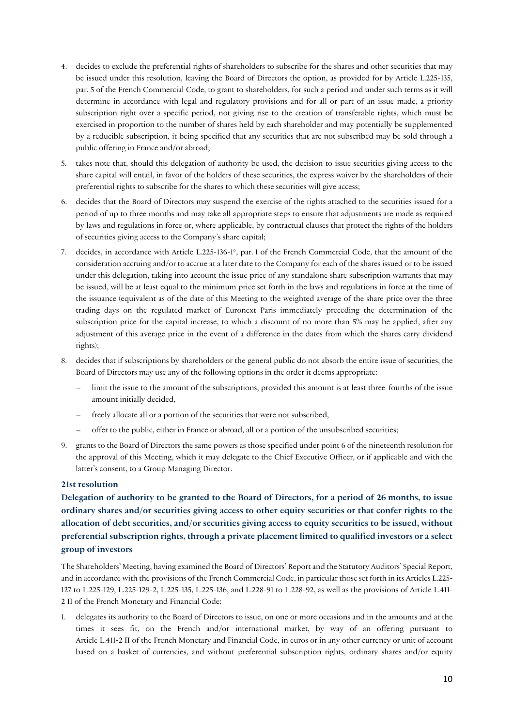4. decides to exclude the preferential rights of shareholders to subscribe for the shares and other securities that may be issued under this resolution, leaving the Board of Directors the option, as provided for by Article L.225-135, par. 5 of the French Commercial Code, to grant to shareholders, for such a period and under such terms as it will determine in accordance with legal and regulatory provisions and for all or part of an issue made, a priority subscription right over a specific period, not giving rise to the creation of transferable rights, which must be exercised in proportion to the number of shares held by each shareholder and may potentially be supplemented by a reducible subscription, it being specified that any securities that are not subscribed may be sold through a public offering in France and/or abroad;

5. takes note that, should this delegation of authority be used, the decision to issue securities giving access to the share capital will entail, in favor of the holders of these securities, the express waiver by the shareholders of their preferential rights to subscribe for the shares to which these securities will give access;

6. decides that the Board of Directors may suspend the exercise of the rights attached to the securities issued for a period of up to three months and may take all appropriate steps to ensure that adjustments are made as required by laws and regulations in force or, where applicable, by contractual clauses that protect the rights of the holders of securities giving access to the Company's share capital;

7. decides, in accordance with Article L.225-136-1°, par. 1 of the French Commercial Code, that the amount of the consideration accruing and/or to accrue at a later date to the Company for each of the shares issued or to be issued under this delegation, taking into account the issue price of any standalone share subscription warrants that may be issued, will be at least equal to the minimum price set forth in the laws and regulations in force at the time of the issuance (equivalent as of the date of this Meeting to the weighted average of the share price over the three trading days on the regulated market of Euronext Paris immediately preceding the determination of the subscription price for the capital increase, to which a discount of no more than 5% may be applied, after any adjustment of this average price in the event of a difference in the dates from which the shares carry dividend rights);

8. decides that if subscriptions by shareholders or the general public do not absorb the entire issue of securities, the Board of Directors may use any of the following options in the order it deems appropriate:
   - limit the issue to the amount of the subscriptions, provided this amount is at least three-fourths of the issue amount initially decided,
   - freely allocate all or a portion of the securities that were not subscribed,
   - offer to the public, either in France or abroad, all or a portion of the unsubscribed securities;

9. grants to the Board of Directors the same powers as those specified under point 6 of the nineteenth resolution for the approval of this Meeting, which it may delegate to the Chief Executive Officer, or if applicable and with the latter's consent, to a Group Managing Director.

### 21st resolution

### Delegation of authority to be granted to the Board of Directors, for a period of 26 months, to issue ordinary shares and/or securities giving access to other equity securities or that confer rights to the allocation of debt securities, and/or securities giving access to equity securities to be issued, without preferential subscription rights, through a private placement limited to qualified investors or a select group of investors

The Shareholders' Meeting, having examined the Board of Directors' Report and the Statutory Auditors' Special Report, and in accordance with the provisions of the French Commercial Code, in particular those set forth in its Articles L.225-127 to L.225-129, L.225-129-2, L.225-135, L.225-136, and L.228-91 to L.228-92, as well as the provisions of Article L.411-2 II of the French Monetary and Financial Code:

1. delegates its authority to the Board of Directors to issue, on one or more occasions and in the amounts and at the times it sees fit, on the French and/or international market, by way of an offering pursuant to Article L.411-2 II of the French Monetary and Financial Code, in euros or in any other currency or unit of account based on a basket of currencies, and without preferential subscription rights, ordinary shares and/or equity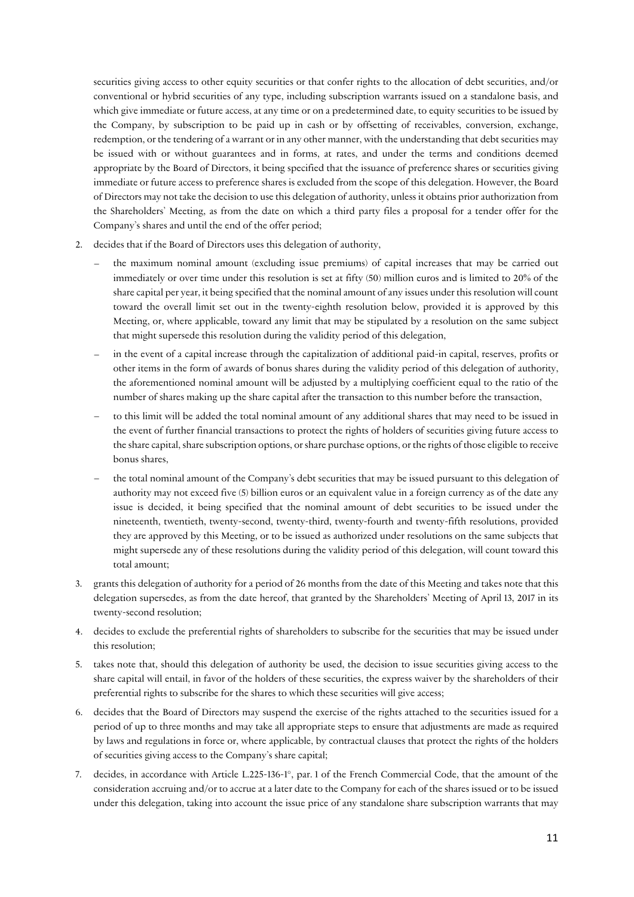securities giving access to other equity securities or that confer rights to the allocation of debt securities, and/or conventional or hybrid securities of any type, including subscription warrants issued on a standalone basis, and which give immediate or future access, at any time or on a predetermined date, to equity securities to be issued by the Company, by subscription to be paid up in cash or by offsetting of receivables, conversion, exchange, redemption, or the tendering of a warrant or in any other manner, with the understanding that debt securities may be issued with or without guarantees and in forms, at rates, and under the terms and conditions deemed appropriate by the Board of Directors, it being specified that the issuance of preference shares or securities giving immediate or future access to preference shares is excluded from the scope of this delegation. However, the Board of Directors may not take the decision to use this delegation of authority, unless it obtains prior authorization from the Shareholders' Meeting, as from the date on which a third party files a proposal for a tender offer for the Company's shares and until the end of the offer period;

2. decides that if the Board of Directors uses this delegation of authority,
   - the maximum nominal amount (excluding issue premiums) of capital increases that may be carried out immediately or over time under this resolution is set at fifty (50) million euros and is limited to 20% of the share capital per year, it being specified that the nominal amount of any issues under this resolution will count toward the overall limit set out in the twenty-eighth resolution below, provided it is approved by this Meeting, or, where applicable, toward any limit that may be stipulated by a resolution on the same subject that might supersede this resolution during the validity period of this delegation,
   - in the event of a capital increase through the capitalization of additional paid-in capital, reserves, profits or other items in the form of awards of bonus shares during the validity period of this delegation of authority, the aforementioned nominal amount will be adjusted by a multiplying coefficient equal to the ratio of the number of shares making up the share capital after the transaction to this number before the transaction,
   - to this limit will be added the total nominal amount of any additional shares that may need to be issued in the event of further financial transactions to protect the rights of holders of securities giving future access to the share capital, share subscription options, or share purchase options, or the rights of those eligible to receive bonus shares,
   - the total nominal amount of the Company's debt securities that may be issued pursuant to this delegation of authority may not exceed five (5) billion euros or an equivalent value in a foreign currency as of the date any issue is decided, it being specified that the nominal amount of debt securities to be issued under the nineteenth, twentieth, twenty-second, twenty-third, twenty-fourth and twenty-fifth resolutions, provided they are approved by this Meeting, or to be issued as authorized under resolutions on the same subjects that might supersede any of these resolutions during the validity period of this delegation, will count toward this total amount;
3. grants this delegation of authority for a period of 26 months from the date of this Meeting and takes note that this delegation supersedes, as from the date hereof, that granted by the Shareholders' Meeting of April 13, 2017 in its twenty-second resolution;
4. decides to exclude the preferential rights of shareholders to subscribe for the securities that may be issued under this resolution;
5. takes note that, should this delegation of authority be used, the decision to issue securities giving access to the share capital will entail, in favor of the holders of these securities, the express waiver by the shareholders of their preferential rights to subscribe for the shares to which these securities will give access;
6. decides that the Board of Directors may suspend the exercise of the rights attached to the securities issued for a period of up to three months and may take all appropriate steps to ensure that adjustments are made as required by laws and regulations in force or, where applicable, by contractual clauses that protect the rights of the holders of securities giving access to the Company's share capital;
7. decides, in accordance with Article L.225-136-1°, par. 1 of the French Commercial Code, that the amount of the consideration accruing and/or to accrue at a later date to the Company for each of the shares issued or to be issued under this delegation, taking into account the issue price of any standalone share subscription warrants that may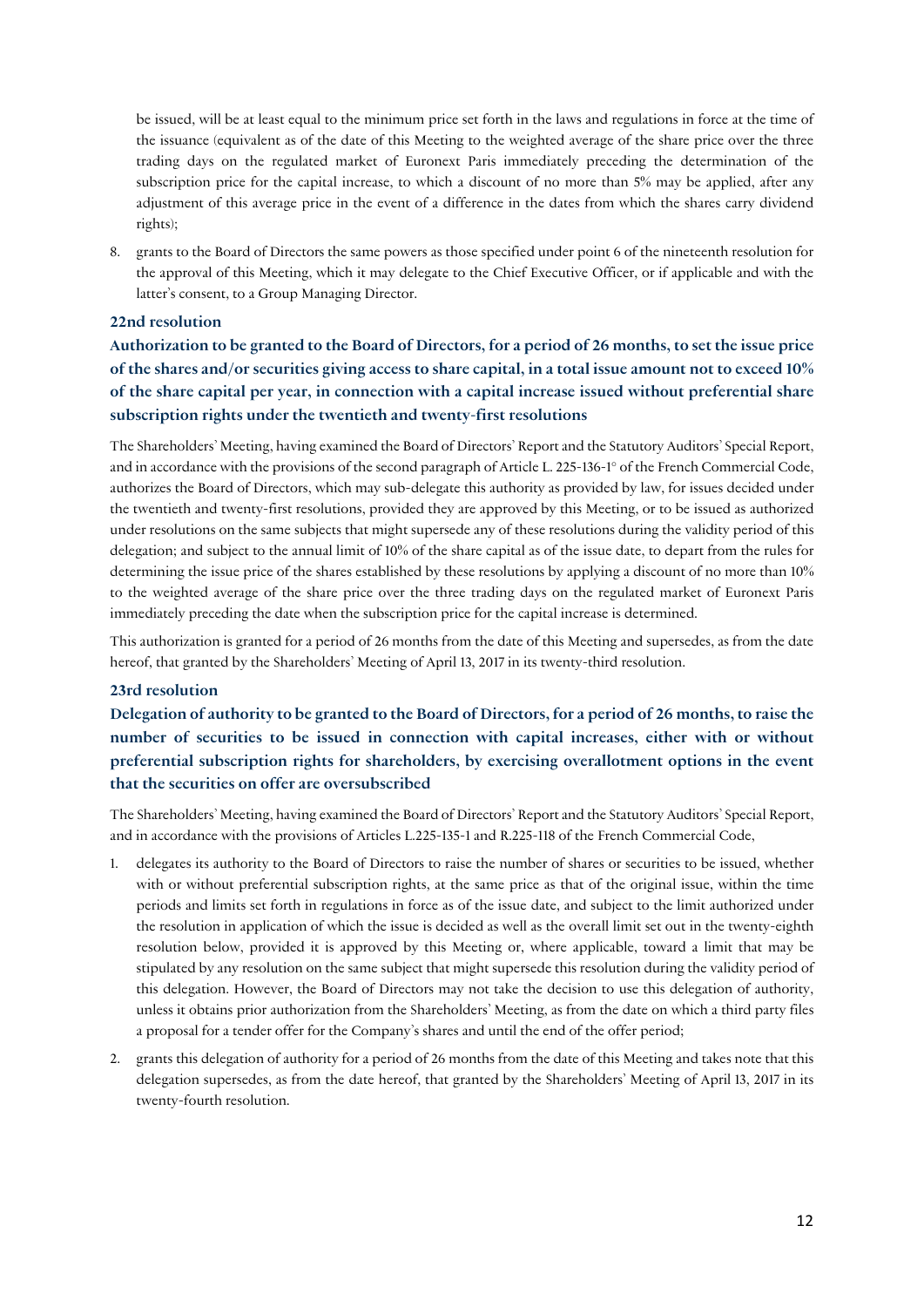be issued, will be at least equal to the minimum price set forth in the laws and regulations in force at the time of the issuance (equivalent as of the date of this Meeting to the weighted average of the share price over the three trading days on the regulated market of Euronext Paris immediately preceding the determination of the subscription price for the capital increase, to which a discount of no more than 5% may be applied, after any adjustment of this average price in the event of a difference in the dates from which the shares carry dividend rights);

8. grants to the Board of Directors the same powers as those specified under point 6 of the nineteenth resolution for the approval of this Meeting, which it may delegate to the Chief Executive Officer, or if applicable and with the latter's consent, to a Group Managing Director.

### 22nd resolution

### Authorization to be granted to the Board of Directors, for a period of 26 months, to set the issue price of the shares and/or securities giving access to share capital, in a total issue amount not to exceed 10% of the share capital per year, in connection with a capital increase issued without preferential share subscription rights under the twentieth and twenty-first resolutions

The Shareholders' Meeting, having examined the Board of Directors' Report and the Statutory Auditors' Special Report, and in accordance with the provisions of the second paragraph of Article L. 225-136-1° of the French Commercial Code, authorizes the Board of Directors, which may sub-delegate this authority as provided by law, for issues decided under the twentieth and twenty-first resolutions, provided they are approved by this Meeting, or to be issued as authorized under resolutions on the same subjects that might supersede any of these resolutions during the validity period of this delegation; and subject to the annual limit of 10% of the share capital as of the issue date, to depart from the rules for determining the issue price of the shares established by these resolutions by applying a discount of no more than 10% to the weighted average of the share price over the three trading days on the regulated market of Euronext Paris immediately preceding the date when the subscription price for the capital increase is determined.

This authorization is granted for a period of 26 months from the date of this Meeting and supersedes, as from the date hereof, that granted by the Shareholders' Meeting of April 13, 2017 in its twenty-third resolution.

### 23rd resolution

### Delegation of authority to be granted to the Board of Directors, for a period of 26 months, to raise the number of securities to be issued in connection with capital increases, either with or without preferential subscription rights for shareholders, by exercising overallotment options in the event that the securities on offer are oversubscribed

The Shareholders' Meeting, having examined the Board of Directors' Report and the Statutory Auditors' Special Report, and in accordance with the provisions of Articles L.225-135-1 and R.225-118 of the French Commercial Code,

1. delegates its authority to the Board of Directors to raise the number of shares or securities to be issued, whether with or without preferential subscription rights, at the same price as that of the original issue, within the time periods and limits set forth in regulations in force as of the issue date, and subject to the limit authorized under the resolution in application of which the issue is decided as well as the overall limit set out in the twenty-eighth resolution below, provided it is approved by this Meeting or, where applicable, toward a limit that may be stipulated by any resolution on the same subject that might supersede this resolution during the validity period of this delegation. However, the Board of Directors may not take the decision to use this delegation of authority, unless it obtains prior authorization from the Shareholders' Meeting, as from the date on which a third party files a proposal for a tender offer for the Company's shares and until the end of the offer period;

2. grants this delegation of authority for a period of 26 months from the date of this Meeting and takes note that this delegation supersedes, as from the date hereof, that granted by the Shareholders' Meeting of April 13, 2017 in its twenty-fourth resolution.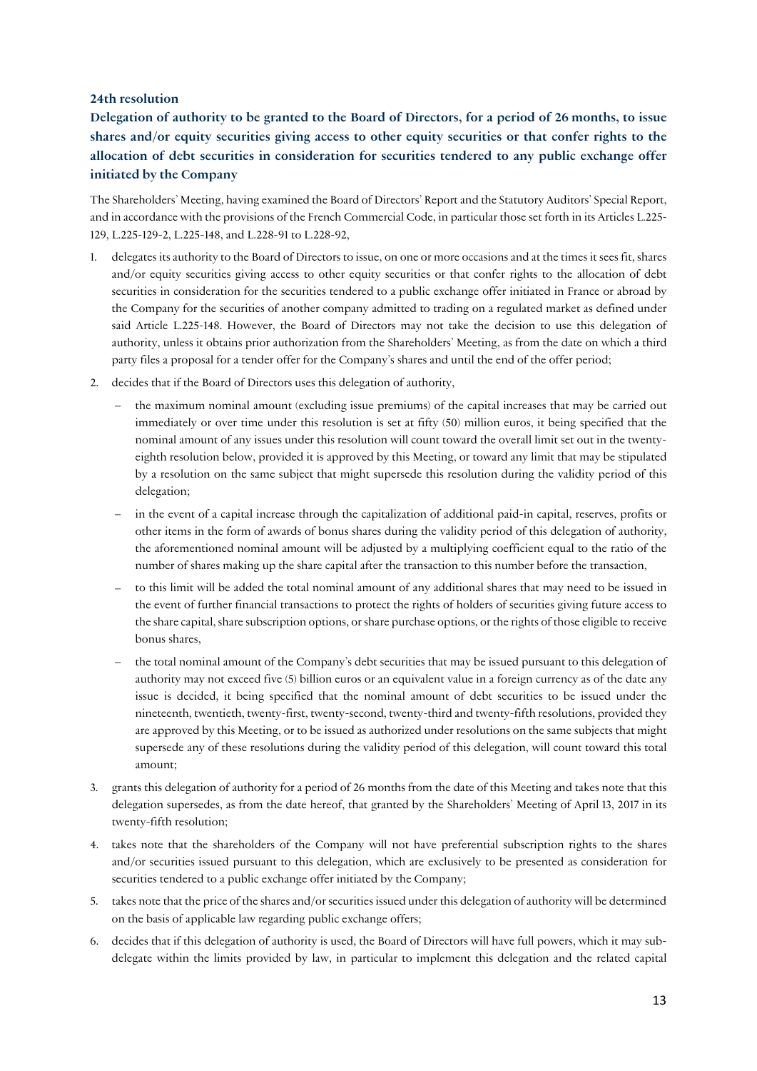**24th resolution**

**Delegation of authority to be granted to the Board of Directors, for a period of 26 months, to issue shares and/or equity securities giving access to other equity securities or that confer rights to the allocation of debt securities in consideration for securities tendered to any public exchange offer initiated by the Company**

The Shareholders' Meeting, having examined the Board of Directors' Report and the Statutory Auditors' Special Report, and in accordance with the provisions of the French Commercial Code, in particular those set forth in its Articles L.225-129, L.225-129-2, L.225-148, and L.228-91 to L.228-92,

1. delegates its authority to the Board of Directors to issue, on one or more occasions and at the times it sees fit, shares and/or equity securities giving access to other equity securities or that confer rights to the allocation of debt securities in consideration for the securities tendered to a public exchange offer initiated in France or abroad by the Company for the securities of another company admitted to trading on a regulated market as defined under said Article L.225-148. However, the Board of Directors may not take the decision to use this delegation of authority, unless it obtains prior authorization from the Shareholders' Meeting, as from the date on which a third party files a proposal for a tender offer for the Company's shares and until the end of the offer period;
2. decides that if the Board of Directors uses this delegation of authority,
   - the maximum nominal amount (excluding issue premiums) of the capital increases that may be carried out immediately or over time under this resolution is set at fifty (50) million euros, it being specified that the nominal amount of any issues under this resolution will count toward the overall limit set out in the twenty-eighth resolution below, provided it is approved by this Meeting, or toward any limit that may be stipulated by a resolution on the same subject that might supersede this resolution during the validity period of this delegation;
   - in the event of a capital increase through the capitalization of additional paid-in capital, reserves, profits or other items in the form of awards of bonus shares during the validity period of this delegation of authority, the aforementioned nominal amount will be adjusted by a multiplying coefficient equal to the ratio of the number of shares making up the share capital after the transaction to this number before the transaction,
   - to this limit will be added the total nominal amount of any additional shares that may need to be issued in the event of further financial transactions to protect the rights of holders of securities giving future access to the share capital, share subscription options, or share purchase options, or the rights of those eligible to receive bonus shares,
   - the total nominal amount of the Company's debt securities that may be issued pursuant to this delegation of authority may not exceed five (5) billion euros or an equivalent value in a foreign currency as of the date any issue is decided, it being specified that the nominal amount of debt securities to be issued under the nineteenth, twentieth, twenty-first, twenty-second, twenty-third and twenty-fifth resolutions, provided they are approved by this Meeting, or to be issued as authorized under resolutions on the same subjects that might supersede any of these resolutions during the validity period of this delegation, will count toward this total amount;
3. grants this delegation of authority for a period of 26 months from the date of this Meeting and takes note that this delegation supersedes, as from the date hereof, that granted by the Shareholders' Meeting of April 13, 2017 in its twenty-fifth resolution;
4. takes note that the shareholders of the Company will not have preferential subscription rights to the shares and/or securities issued pursuant to this delegation, which are exclusively to be presented as consideration for securities tendered to a public exchange offer initiated by the Company;
5. takes note that the price of the shares and/or securities issued under this delegation of authority will be determined on the basis of applicable law regarding public exchange offers;
6. decides that if this delegation of authority is used, the Board of Directors will have full powers, which it may sub-delegate within the limits provided by law, in particular to implement this delegation and the related capital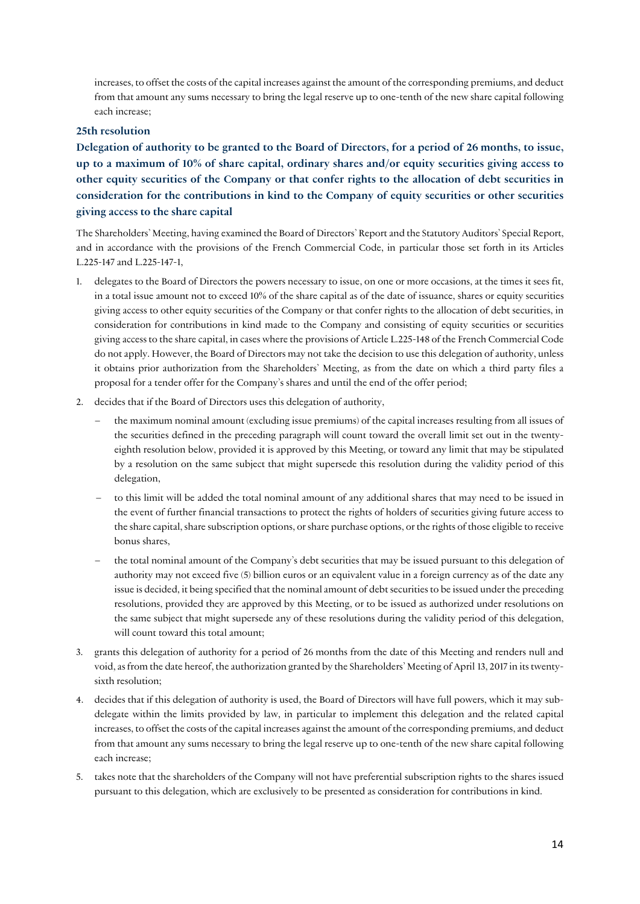increases, to offset the costs of the capital increases against the amount of the corresponding premiums, and deduct from that amount any sums necessary to bring the legal reserve up to one-tenth of the new share capital following each increase;

### 25th resolution

### Delegation of authority to be granted to the Board of Directors, for a period of 26 months, to issue, up to a maximum of 10% of share capital, ordinary shares and/or equity securities giving access to other equity securities of the Company or that confer rights to the allocation of debt securities in consideration for the contributions in kind to the Company of equity securities or other securities giving access to the share capital

The Shareholders' Meeting, having examined the Board of Directors' Report and the Statutory Auditors' Special Report, and in accordance with the provisions of the French Commercial Code, in particular those set forth in its Articles L.225-147 and L.225-147-1,

1. delegates to the Board of Directors the powers necessary to issue, on one or more occasions, at the times it sees fit, in a total issue amount not to exceed 10% of the share capital as of the date of issuance, shares or equity securities giving access to other equity securities of the Company or that confer rights to the allocation of debt securities, in consideration for contributions in kind made to the Company and consisting of equity securities or securities giving access to the share capital, in cases where the provisions of Article L.225-148 of the French Commercial Code do not apply. However, the Board of Directors may not take the decision to use this delegation of authority, unless it obtains prior authorization from the Shareholders' Meeting, as from the date on which a third party files a proposal for a tender offer for the Company's shares and until the end of the offer period;
2. decides that if the Board of Directors uses this delegation of authority,
   - the maximum nominal amount (excluding issue premiums) of the capital increases resulting from all issues of the securities defined in the preceding paragraph will count toward the overall limit set out in the twenty-eighth resolution below, provided it is approved by this Meeting, or toward any limit that may be stipulated by a resolution on the same subject that might supersede this resolution during the validity period of this delegation,
   - to this limit will be added the total nominal amount of any additional shares that may need to be issued in the event of further financial transactions to protect the rights of holders of securities giving future access to the share capital, share subscription options, or share purchase options, or the rights of those eligible to receive bonus shares,
   - the total nominal amount of the Company's debt securities that may be issued pursuant to this delegation of authority may not exceed five (5) billion euros or an equivalent value in a foreign currency as of the date any issue is decided, it being specified that the nominal amount of debt securities to be issued under the preceding resolutions, provided they are approved by this Meeting, or to be issued as authorized under resolutions on the same subject that might supersede any of these resolutions during the validity period of this delegation, will count toward this total amount;
3. grants this delegation of authority for a period of 26 months from the date of this Meeting and renders null and void, as from the date hereof, the authorization granted by the Shareholders' Meeting of April 13, 2017 in its twenty-sixth resolution;
4. decides that if this delegation of authority is used, the Board of Directors will have full powers, which it may sub-delegate within the limits provided by law, in particular to implement this delegation and the related capital increases, to offset the costs of the capital increases against the amount of the corresponding premiums, and deduct from that amount any sums necessary to bring the legal reserve up to one-tenth of the new share capital following each increase;
5. takes note that the shareholders of the Company will not have preferential subscription rights to the shares issued pursuant to this delegation, which are exclusively to be presented as consideration for contributions in kind.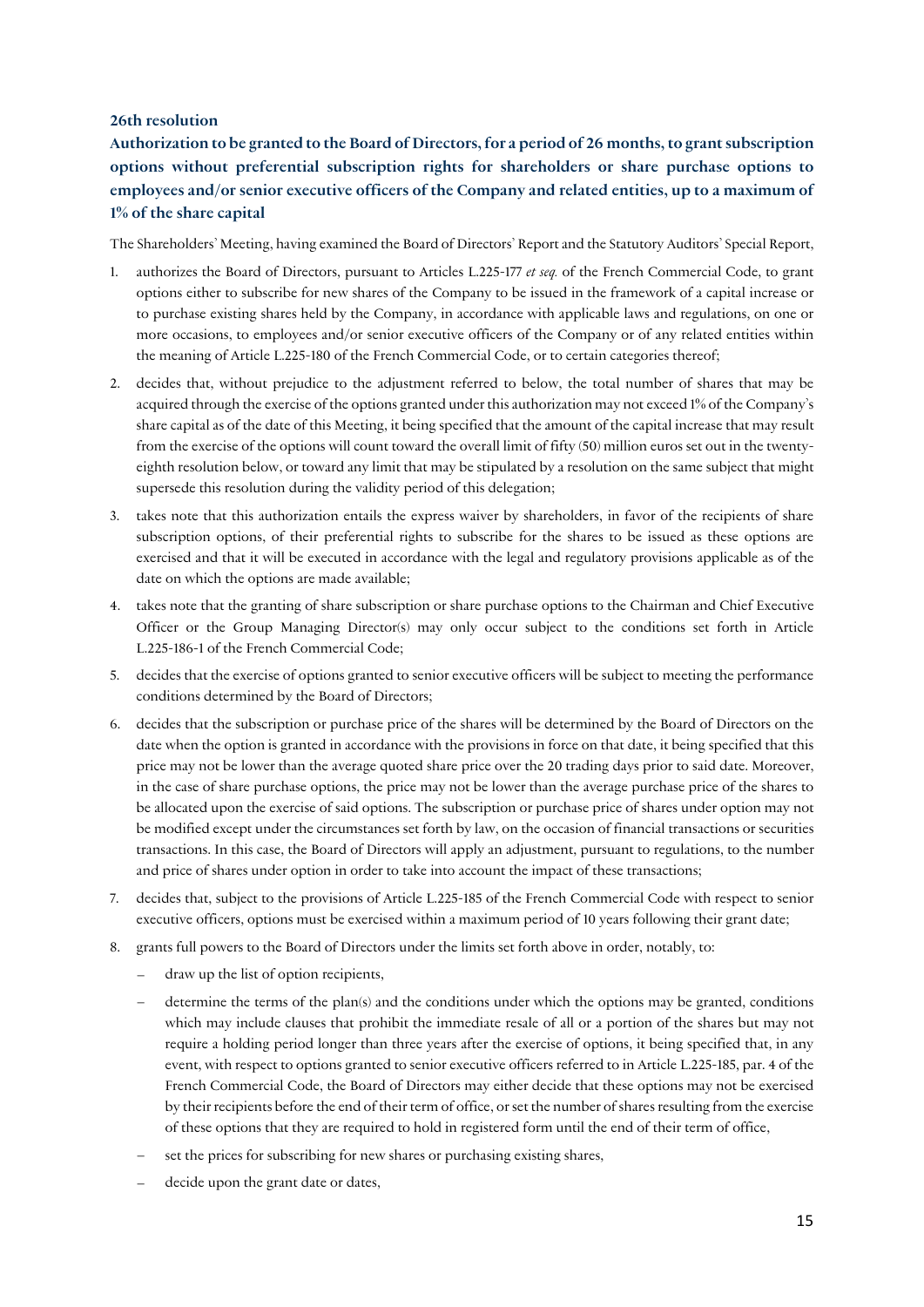**26th resolution**

## Authorization to be granted to the Board of Directors, for a period of 26 months, to grant subscription options without preferential subscription rights for shareholders or share purchase options to employees and/or senior executive officers of the Company and related entities, up to a maximum of 1% of the share capital

The Shareholders' Meeting, having examined the Board of Directors' Report and the Statutory Auditors' Special Report,

1. authorizes the Board of Directors, pursuant to Articles L.225-177 *et seq.* of the French Commercial Code, to grant options either to subscribe for new shares of the Company to be issued in the framework of a capital increase or to purchase existing shares held by the Company, in accordance with applicable laws and regulations, on one or more occasions, to employees and/or senior executive officers of the Company or of any related entities within the meaning of Article L.225-180 of the French Commercial Code, or to certain categories thereof;
2. decides that, without prejudice to the adjustment referred to below, the total number of shares that may be acquired through the exercise of the options granted under this authorization may not exceed 1% of the Company's share capital as of the date of this Meeting, it being specified that the amount of the capital increase that may result from the exercise of the options will count toward the overall limit of fifty (50) million euros set out in the twenty-eighth resolution below, or toward any limit that may be stipulated by a resolution on the same subject that might supersede this resolution during the validity period of this delegation;
3. takes note that this authorization entails the express waiver by shareholders, in favor of the recipients of share subscription options, of their preferential rights to subscribe for the shares to be issued as these options are exercised and that it will be executed in accordance with the legal and regulatory provisions applicable as of the date on which the options are made available;
4. takes note that the granting of share subscription or share purchase options to the Chairman and Chief Executive Officer or the Group Managing Director(s) may only occur subject to the conditions set forth in Article L.225-186-1 of the French Commercial Code;
5. decides that the exercise of options granted to senior executive officers will be subject to meeting the performance conditions determined by the Board of Directors;
6. decides that the subscription or purchase price of the shares will be determined by the Board of Directors on the date when the option is granted in accordance with the provisions in force on that date, it being specified that this price may not be lower than the average quoted share price over the 20 trading days prior to said date. Moreover, in the case of share purchase options, the price may not be lower than the average purchase price of the shares to be allocated upon the exercise of said options. The subscription or purchase price of shares under option may not be modified except under the circumstances set forth by law, on the occasion of financial transactions or securities transactions. In this case, the Board of Directors will apply an adjustment, pursuant to regulations, to the number and price of shares under option in order to take into account the impact of these transactions;
7. decides that, subject to the provisions of Article L.225-185 of the French Commercial Code with respect to senior executive officers, options must be exercised within a maximum period of 10 years following their grant date;
8. grants full powers to the Board of Directors under the limits set forth above in order, notably, to:
   - draw up the list of option recipients,
   - determine the terms of the plan(s) and the conditions under which the options may be granted, conditions which may include clauses that prohibit the immediate resale of all or a portion of the shares but may not require a holding period longer than three years after the exercise of options, it being specified that, in any event, with respect to options granted to senior executive officers referred to in Article L.225-185, par. 4 of the French Commercial Code, the Board of Directors may either decide that these options may not be exercised by their recipients before the end of their term of office, or set the number of shares resulting from the exercise of these options that they are required to hold in registered form until the end of their term of office,
   - set the prices for subscribing for new shares or purchasing existing shares,
   - decide upon the grant date or dates,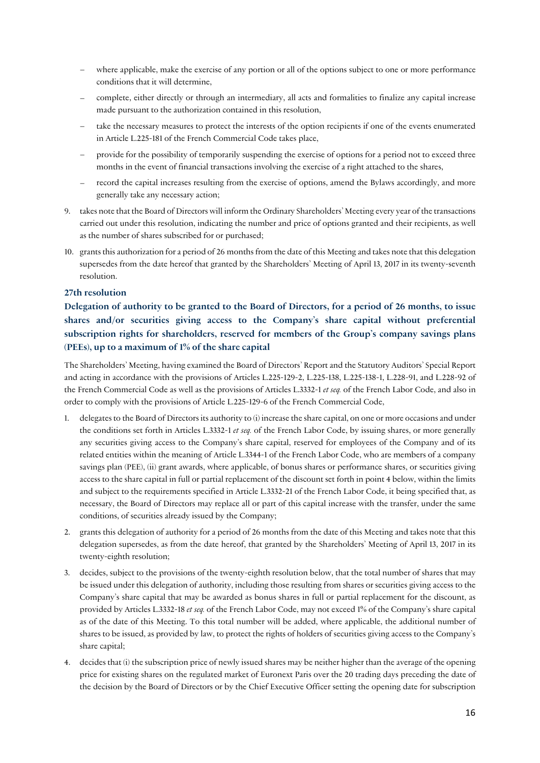- where applicable, make the exercise of any portion or all of the options subject to one or more performance conditions that it will determine,
- complete, either directly or through an intermediary, all acts and formalities to finalize any capital increase made pursuant to the authorization contained in this resolution,
- take the necessary measures to protect the interests of the option recipients if one of the events enumerated in Article L.225-181 of the French Commercial Code takes place,
- provide for the possibility of temporarily suspending the exercise of options for a period not to exceed three months in the event of financial transactions involving the exercise of a right attached to the shares,
- record the capital increases resulting from the exercise of options, amend the Bylaws accordingly, and more generally take any necessary action;

9. takes note that the Board of Directors will inform the Ordinary Shareholders' Meeting every year of the transactions carried out under this resolution, indicating the number and price of options granted and their recipients, as well as the number of shares subscribed for or purchased;
10. grants this authorization for a period of 26 months from the date of this Meeting and takes note that this delegation supersedes from the date hereof that granted by the Shareholders' Meeting of April 13, 2017 in its twenty-seventh resolution.

#### 27th resolution

### Delegation of authority to be granted to the Board of Directors, for a period of 26 months, to issue shares and/or securities giving access to the Company's share capital without preferential subscription rights for shareholders, reserved for members of the Group's company savings plans (PEEs), up to a maximum of 1% of the share capital

The Shareholders' Meeting, having examined the Board of Directors' Report and the Statutory Auditors' Special Report and acting in accordance with the provisions of Articles L.225-129-2, L.225-138, L.225-138-1, L.228-91, and L.228-92 of the French Commercial Code as well as the provisions of Articles L.3332-1 *et seq.* of the French Labor Code, and also in order to comply with the provisions of Article L.225-129-6 of the French Commercial Code,

1. delegates to the Board of Directors its authority to (i) increase the share capital, on one or more occasions and under the conditions set forth in Articles L.3332-1 *et seq.* of the French Labor Code, by issuing shares, or more generally any securities giving access to the Company's share capital, reserved for employees of the Company and of its related entities within the meaning of Article L.3344-1 of the French Labor Code, who are members of a company savings plan (PEE), (ii) grant awards, where applicable, of bonus shares or performance shares, or securities giving access to the share capital in full or partial replacement of the discount set forth in point 4 below, within the limits and subject to the requirements specified in Article L.3332-21 of the French Labor Code, it being specified that, as necessary, the Board of Directors may replace all or part of this capital increase with the transfer, under the same conditions, of securities already issued by the Company;
2. grants this delegation of authority for a period of 26 months from the date of this Meeting and takes note that this delegation supersedes, as from the date hereof, that granted by the Shareholders' Meeting of April 13, 2017 in its twenty-eighth resolution;
3. decides, subject to the provisions of the twenty-eighth resolution below, that the total number of shares that may be issued under this delegation of authority, including those resulting from shares or securities giving access to the Company's share capital that may be awarded as bonus shares in full or partial replacement for the discount, as provided by Articles L.3332-18 *et seq.* of the French Labor Code, may not exceed 1% of the Company's share capital as of the date of this Meeting. To this total number will be added, where applicable, the additional number of shares to be issued, as provided by law, to protect the rights of holders of securities giving access to the Company's share capital;
4. decides that (i) the subscription price of newly issued shares may be neither higher than the average of the opening price for existing shares on the regulated market of Euronext Paris over the 20 trading days preceding the date of the decision by the Board of Directors or by the Chief Executive Officer setting the opening date for subscription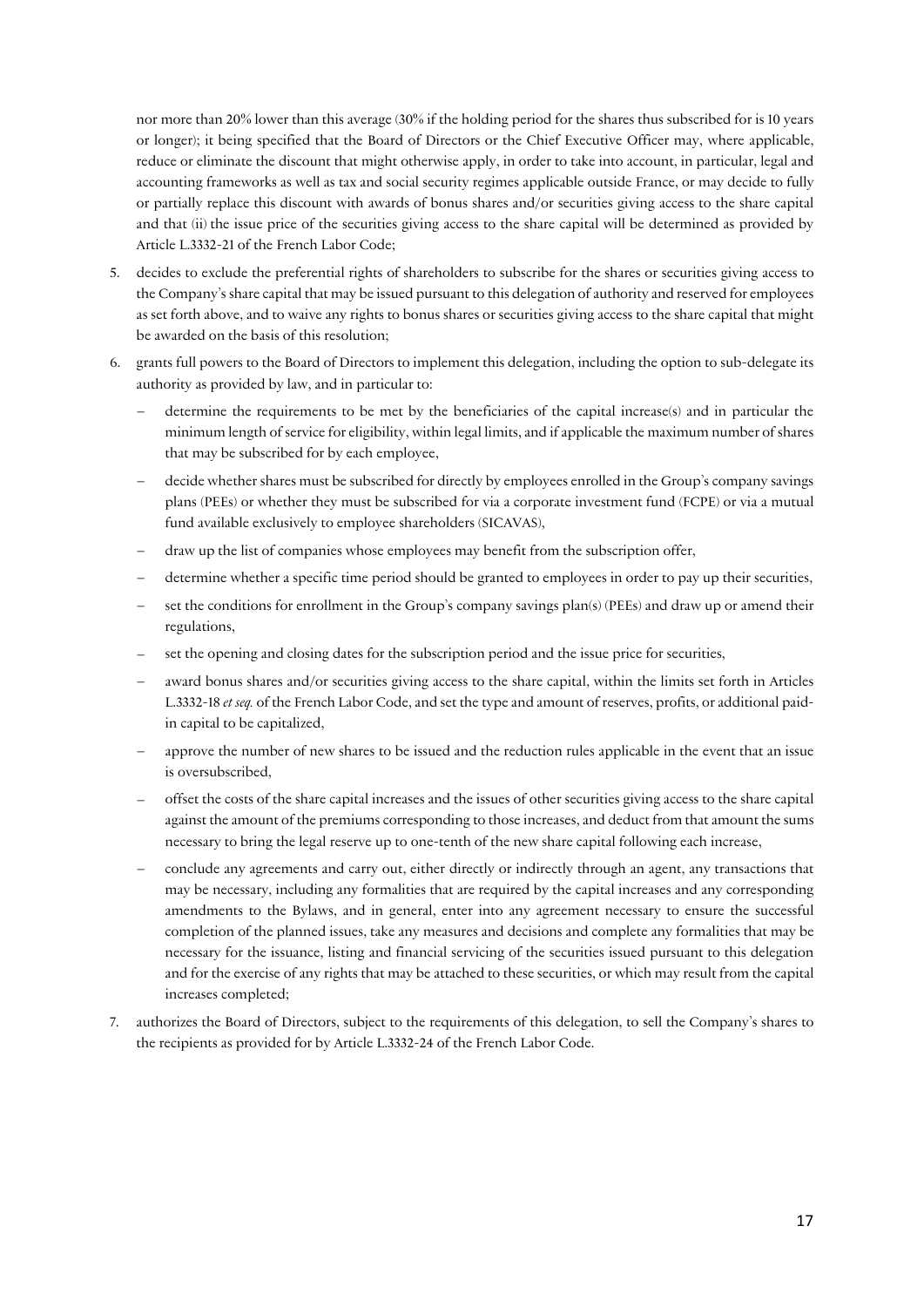nor more than 20% lower than this average (30% if the holding period for the shares thus subscribed for is 10 years or longer); it being specified that the Board of Directors or the Chief Executive Officer may, where applicable, reduce or eliminate the discount that might otherwise apply, in order to take into account, in particular, legal and accounting frameworks as well as tax and social security regimes applicable outside France, or may decide to fully or partially replace this discount with awards of bonus shares and/or securities giving access to the share capital and that (ii) the issue price of the securities giving access to the share capital will be determined as provided by Article L.3332-21 of the French Labor Code;

5. decides to exclude the preferential rights of shareholders to subscribe for the shares or securities giving access to the Company's share capital that may be issued pursuant to this delegation of authority and reserved for employees as set forth above, and to waive any rights to bonus shares or securities giving access to the share capital that might be awarded on the basis of this resolution;

6. grants full powers to the Board of Directors to implement this delegation, including the option to sub-delegate its authority as provided by law, and in particular to:

   – determine the requirements to be met by the beneficiaries of the capital increase(s) and in particular the minimum length of service for eligibility, within legal limits, and if applicable the maximum number of shares that may be subscribed for by each employee,

   – decide whether shares must be subscribed for directly by employees enrolled in the Group's company savings plans (PEEs) or whether they must be subscribed for via a corporate investment fund (FCPE) or via a mutual fund available exclusively to employee shareholders (SICAVAS),

   – draw up the list of companies whose employees may benefit from the subscription offer,

   – determine whether a specific time period should be granted to employees in order to pay up their securities,

   – set the conditions for enrollment in the Group's company savings plan(s) (PEEs) and draw up or amend their regulations,

   – set the opening and closing dates for the subscription period and the issue price for securities,

   – award bonus shares and/or securities giving access to the share capital, within the limits set forth in Articles L.3332-18 *et seq.* of the French Labor Code, and set the type and amount of reserves, profits, or additional paid-in capital to be capitalized,

   – approve the number of new shares to be issued and the reduction rules applicable in the event that an issue is oversubscribed,

   – offset the costs of the share capital increases and the issues of other securities giving access to the share capital against the amount of the premiums corresponding to those increases, and deduct from that amount the sums necessary to bring the legal reserve up to one-tenth of the new share capital following each increase,

   – conclude any agreements and carry out, either directly or indirectly through an agent, any transactions that may be necessary, including any formalities that are required by the capital increases and any corresponding amendments to the Bylaws, and in general, enter into any agreement necessary to ensure the successful completion of the planned issues, take any measures and decisions and complete any formalities that may be necessary for the issuance, listing and financial servicing of the securities issued pursuant to this delegation and for the exercise of any rights that may be attached to these securities, or which may result from the capital increases completed;

7. authorizes the Board of Directors, subject to the requirements of this delegation, to sell the Company's shares to the recipients as provided for by Article L.3332-24 of the French Labor Code.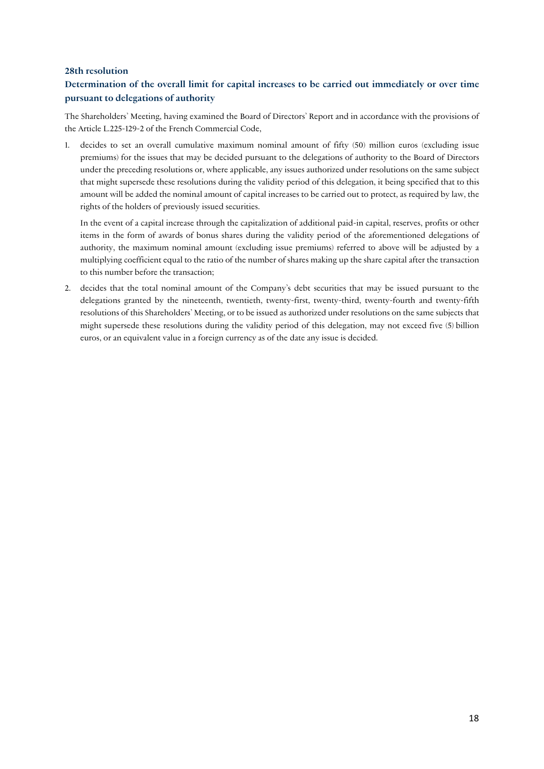## 28th resolution

## Determination of the overall limit for capital increases to be carried out immediately or over time pursuant to delegations of authority

The Shareholders' Meeting, having examined the Board of Directors' Report and in accordance with the provisions of the Article L.225-129-2 of the French Commercial Code,

1. decides to set an overall cumulative maximum nominal amount of fifty (50) million euros (excluding issue premiums) for the issues that may be decided pursuant to the delegations of authority to the Board of Directors under the preceding resolutions or, where applicable, any issues authorized under resolutions on the same subject that might supersede these resolutions during the validity period of this delegation, it being specified that to this amount will be added the nominal amount of capital increases to be carried out to protect, as required by law, the rights of the holders of previously issued securities.

   In the event of a capital increase through the capitalization of additional paid-in capital, reserves, profits or other items in the form of awards of bonus shares during the validity period of the aforementioned delegations of authority, the maximum nominal amount (excluding issue premiums) referred to above will be adjusted by a multiplying coefficient equal to the ratio of the number of shares making up the share capital after the transaction to this number before the transaction;

2. decides that the total nominal amount of the Company's debt securities that may be issued pursuant to the delegations granted by the nineteenth, twentieth, twenty-first, twenty-third, twenty-fourth and twenty-fifth resolutions of this Shareholders' Meeting, or to be issued as authorized under resolutions on the same subjects that might supersede these resolutions during the validity period of this delegation, may not exceed five (5) billion euros, or an equivalent value in a foreign currency as of the date any issue is decided.